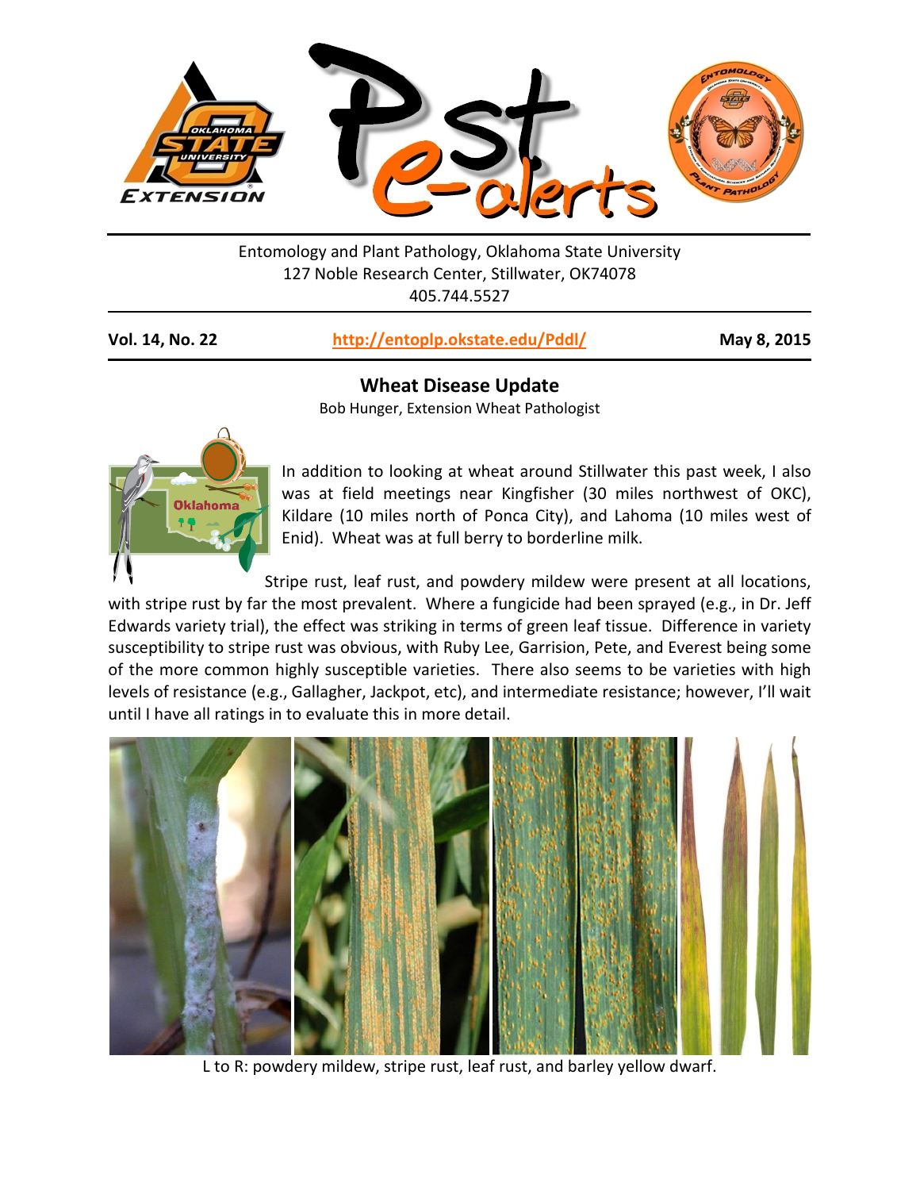Entomology and Plant Pathology, Oklahoma State University
127 Noble Research Center, Stillwater, OK74078
405.744.5527

**Vol. 14, No. 22** **http://entoplp.okstate.edu/Pddl/** **May 8, 2015**

## Wheat Disease Update

Bob Hunger, Extension Wheat Pathologist

In addition to looking at wheat around Stillwater this past week, I also was at field meetings near Kingfisher (30 miles northwest of OKC), Kildare (10 miles north of Ponca City), and Lahoma (10 miles west of Enid). Wheat was at full berry to borderline milk.

Stripe rust, leaf rust, and powdery mildew were present at all locations, with stripe rust by far the most prevalent. Where a fungicide had been sprayed (e.g., in Dr. Jeff Edwards variety trial), the effect was striking in terms of green leaf tissue. Difference in variety susceptibility to stripe rust was obvious, with Ruby Lee, Garrision, Pete, and Everest being some of the more common highly susceptible varieties. There also seems to be varieties with high levels of resistance (e.g., Gallagher, Jackpot, etc), and intermediate resistance; however, I'll wait until I have all ratings in to evaluate this in more detail.

L to R: powdery mildew, stripe rust, leaf rust, and barley yellow dwarf.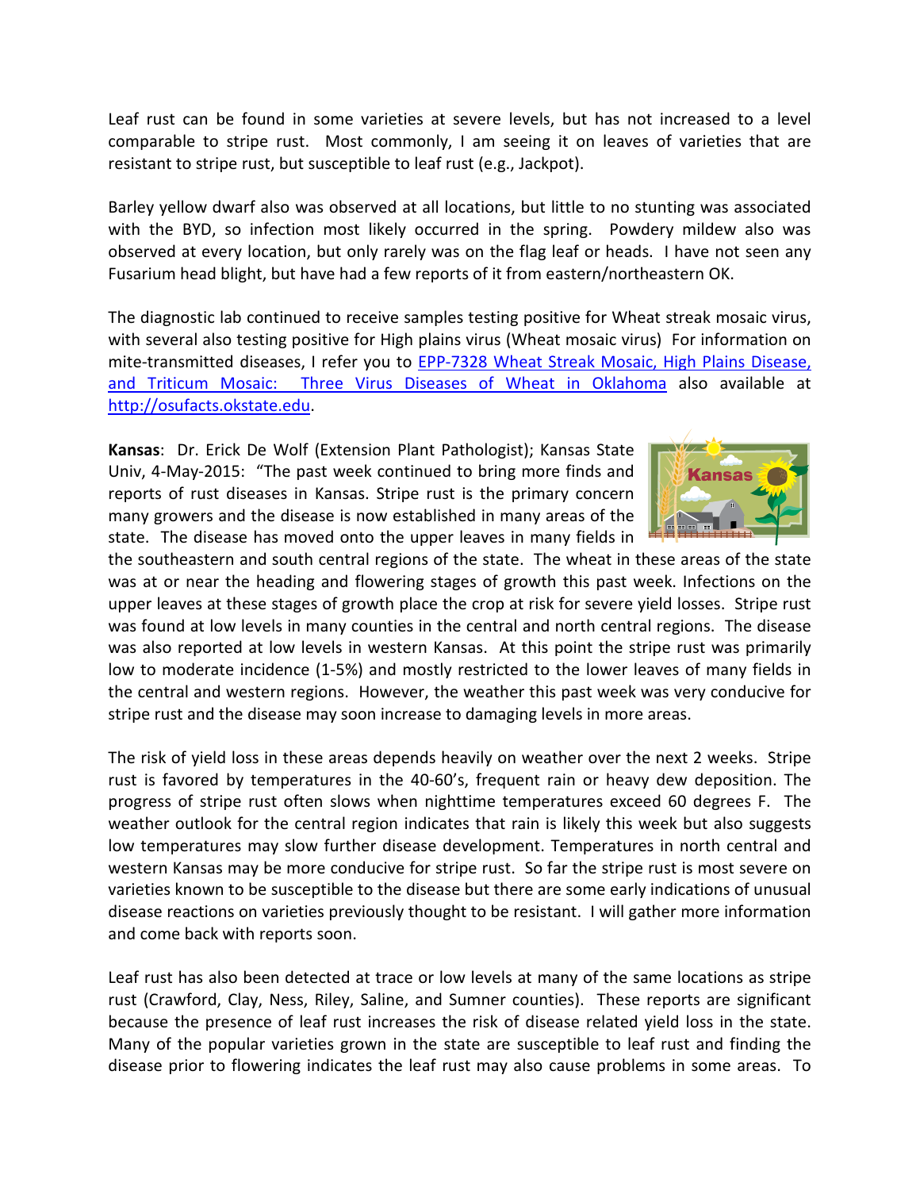Leaf rust can be found in some varieties at severe levels, but has not increased to a level comparable to stripe rust. Most commonly, I am seeing it on leaves of varieties that are resistant to stripe rust, but susceptible to leaf rust (e.g., Jackpot).

Barley yellow dwarf also was observed at all locations, but little to no stunting was associated with the BYD, so infection most likely occurred in the spring. Powdery mildew also was observed at every location, but only rarely was on the flag leaf or heads. I have not seen any Fusarium head blight, but have had a few reports of it from eastern/northeastern OK.

The diagnostic lab continued to receive samples testing positive for Wheat streak mosaic virus, with several also testing positive for High plains virus (Wheat mosaic virus) For information on mite-transmitted diseases, I refer you to [EPP-7328 Wheat Streak Mosaic, High Plains Disease, and Triticum Mosaic: Three Virus Diseases of Wheat in Oklahoma](http://osufacts.okstate.edu) also available at [http://osufacts.okstate.edu](http://osufacts.okstate.edu).

**Kansas**: Dr. Erick De Wolf (Extension Plant Pathologist); Kansas State Univ, 4-May-2015: "The past week continued to bring more finds and reports of rust diseases in Kansas. Stripe rust is the primary concern many growers and the disease is now established in many areas of the state. The disease has moved onto the upper leaves in many fields in the southeastern and south central regions of the state. The wheat in these areas of the state was at or near the heading and flowering stages of growth this past week. Infections on the upper leaves at these stages of growth place the crop at risk for severe yield losses. Stripe rust was found at low levels in many counties in the central and north central regions. The disease was also reported at low levels in western Kansas. At this point the stripe rust was primarily low to moderate incidence (1-5%) and mostly restricted to the lower leaves of many fields in the central and western regions. However, the weather this past week was very conducive for stripe rust and the disease may soon increase to damaging levels in more areas.

The risk of yield loss in these areas depends heavily on weather over the next 2 weeks. Stripe rust is favored by temperatures in the 40-60's, frequent rain or heavy dew deposition. The progress of stripe rust often slows when nighttime temperatures exceed 60 degrees F. The weather outlook for the central region indicates that rain is likely this week but also suggests low temperatures may slow further disease development. Temperatures in north central and western Kansas may be more conducive for stripe rust. So far the stripe rust is most severe on varieties known to be susceptible to the disease but there are some early indications of unusual disease reactions on varieties previously thought to be resistant. I will gather more information and come back with reports soon.

Leaf rust has also been detected at trace or low levels at many of the same locations as stripe rust (Crawford, Clay, Ness, Riley, Saline, and Sumner counties). These reports are significant because the presence of leaf rust increases the risk of disease related yield loss in the state. Many of the popular varieties grown in the state are susceptible to leaf rust and finding the disease prior to flowering indicates the leaf rust may also cause problems in some areas. To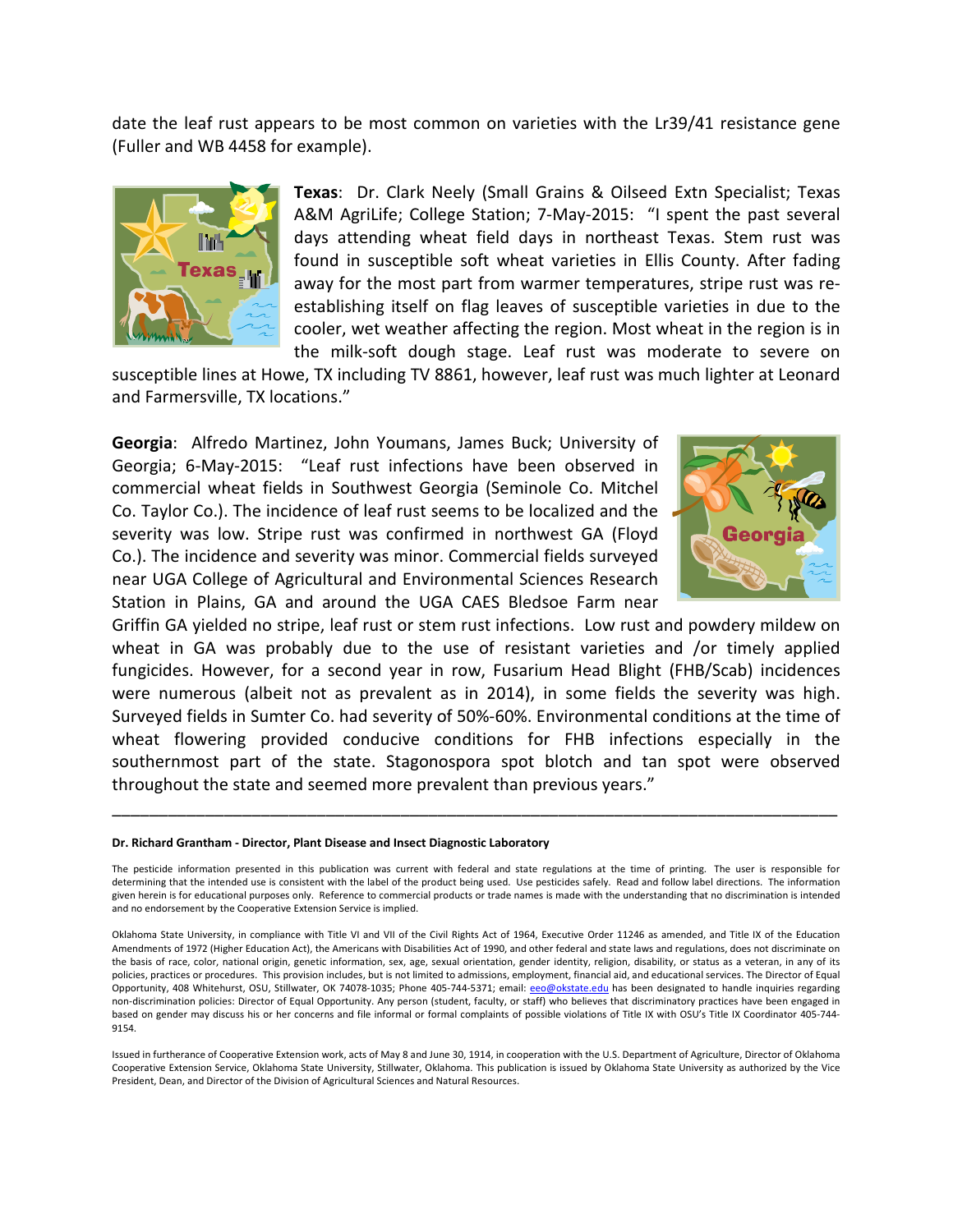date the leaf rust appears to be most common on varieties with the Lr39/41 resistance gene (Fuller and WB 4458 for example).

**Texas**: Dr. Clark Neely (Small Grains & Oilseed Extn Specialist; Texas A&M AgriLife; College Station; 7-May-2015: "I spent the past several days attending wheat field days in northeast Texas. Stem rust was found in susceptible soft wheat varieties in Ellis County. After fading away for the most part from warmer temperatures, stripe rust was re-establishing itself on flag leaves of susceptible varieties in due to the cooler, wet weather affecting the region. Most wheat in the region is in the milk-soft dough stage. Leaf rust was moderate to severe on susceptible lines at Howe, TX including TV 8861, however, leaf rust was much lighter at Leonard and Farmersville, TX locations."

**Georgia**: Alfredo Martinez, John Youmans, James Buck; University of Georgia; 6-May-2015: "Leaf rust infections have been observed in commercial wheat fields in Southwest Georgia (Seminole Co. Mitchel Co. Taylor Co.). The incidence of leaf rust seems to be localized and the severity was low. Stripe rust was confirmed in northwest GA (Floyd Co.). The incidence and severity was minor. Commercial fields surveyed near UGA College of Agricultural and Environmental Sciences Research Station in Plains, GA and around the UGA CAES Bledsoe Farm near Griffin GA yielded no stripe, leaf rust or stem rust infections. Low rust and powdery mildew on wheat in GA was probably due to the use of resistant varieties and /or timely applied fungicides. However, for a second year in row, Fusarium Head Blight (FHB/Scab) incidences were numerous (albeit not as prevalent as in 2014), in some fields the severity was high. Surveyed fields in Sumter Co. had severity of 50%-60%. Environmental conditions at the time of wheat flowering provided conducive conditions for FHB infections especially in the southernmost part of the state. Stagonospora spot blotch and tan spot were observed throughout the state and seemed more prevalent than previous years."

---

**Dr. Richard Grantham - Director, Plant Disease and Insect Diagnostic Laboratory**

The pesticide information presented in this publication was current with federal and state regulations at the time of printing. The user is responsible for determining that the intended use is consistent with the label of the product being used. Use pesticides safely. Read and follow label directions. The information given herein is for educational purposes only. Reference to commercial products or trade names is made with the understanding that no discrimination is intended and no endorsement by the Cooperative Extension Service is implied.

Oklahoma State University, in compliance with Title VI and VII of the Civil Rights Act of 1964, Executive Order 11246 as amended, and Title IX of the Education Amendments of 1972 (Higher Education Act), the Americans with Disabilities Act of 1990, and other federal and state laws and regulations, does not discriminate on the basis of race, color, national origin, genetic information, sex, age, sexual orientation, gender identity, religion, disability, or status as a veteran, in any of its policies, practices or procedures. This provision includes, but is not limited to admissions, employment, financial aid, and educational services. The Director of Equal Opportunity, 408 Whitehurst, OSU, Stillwater, OK 74078-1035; Phone 405-744-5371; email: eeo@okstate.edu has been designated to handle inquiries regarding non-discrimination policies: Director of Equal Opportunity. Any person (student, faculty, or staff) who believes that discriminatory practices have been engaged in based on gender may discuss his or her concerns and file informal or formal complaints of possible violations of Title IX with OSU's Title IX Coordinator 405-744-9154.

Issued in furtherance of Cooperative Extension work, acts of May 8 and June 30, 1914, in cooperation with the U.S. Department of Agriculture, Director of Oklahoma Cooperative Extension Service, Oklahoma State University, Stillwater, Oklahoma. This publication is issued by Oklahoma State University as authorized by the Vice President, Dean, and Director of the Division of Agricultural Sciences and Natural Resources.